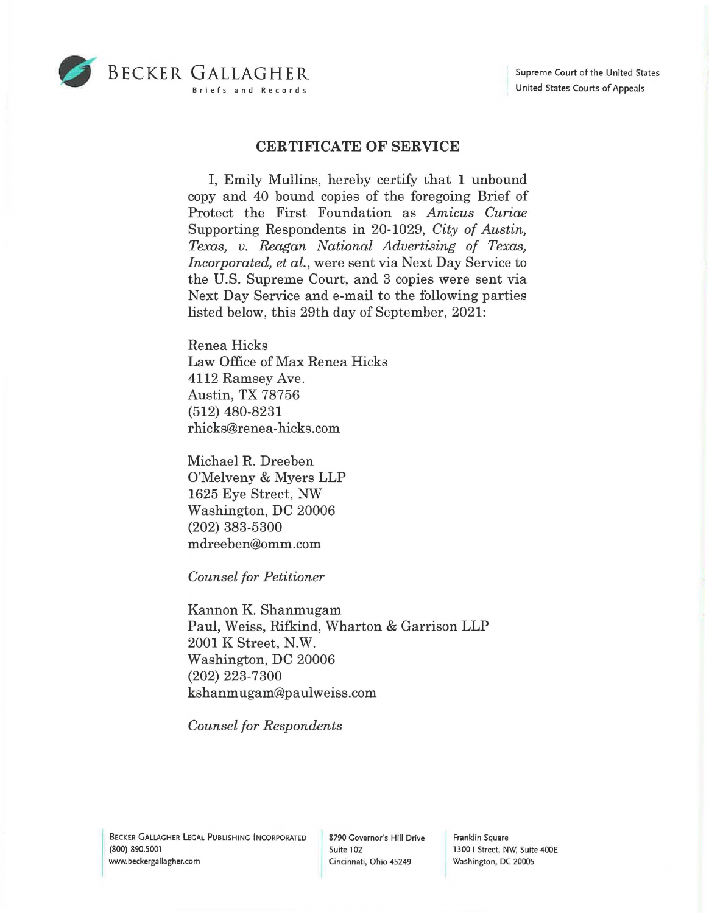BECKER GALLAGHER
Briefs and Records

Supreme Court of the United States
United States Courts of Appeals

## CERTIFICATE OF SERVICE

I, Emily Mullins, hereby certify that 1 unbound copy and 40 bound copies of the foregoing Brief of Protect the First Foundation as *Amicus Curiae* Supporting Respondents in 20-1029, *City of Austin, Texas, v. Reagan National Advertising of Texas, Incorporated, et al.*, were sent via Next Day Service to the U.S. Supreme Court, and 3 copies were sent via Next Day Service and e-mail to the following parties listed below, this 29th day of September, 2021:

Renea Hicks
Law Office of Max Renea Hicks
4112 Ramsey Ave.
Austin, TX 78756
(512) 480-8231
rhicks@renea-hicks.com

Michael R. Dreeben
O'Melveny & Myers LLP
1625 Eye Street, NW
Washington, DC 20006
(202) 383-5300
mdreeben@omm.com

*Counsel for Petitioner*

Kannon K. Shanmugam
Paul, Weiss, Rifkind, Wharton & Garrison LLP
2001 K Street, N.W.
Washington, DC 20006
(202) 223-7300
kshanmugam@paulweiss.com

*Counsel for Respondents*

BECKER GALLAGHER LEGAL PUBLISHING INCORPORATED
(800) 890.5001
www.beckergallagher.com

8790 Governor's Hill Drive
Suite 102
Cincinnati, Ohio 45249

Franklin Square
1300 I Street, NW, Suite 400E
Washington, DC 20005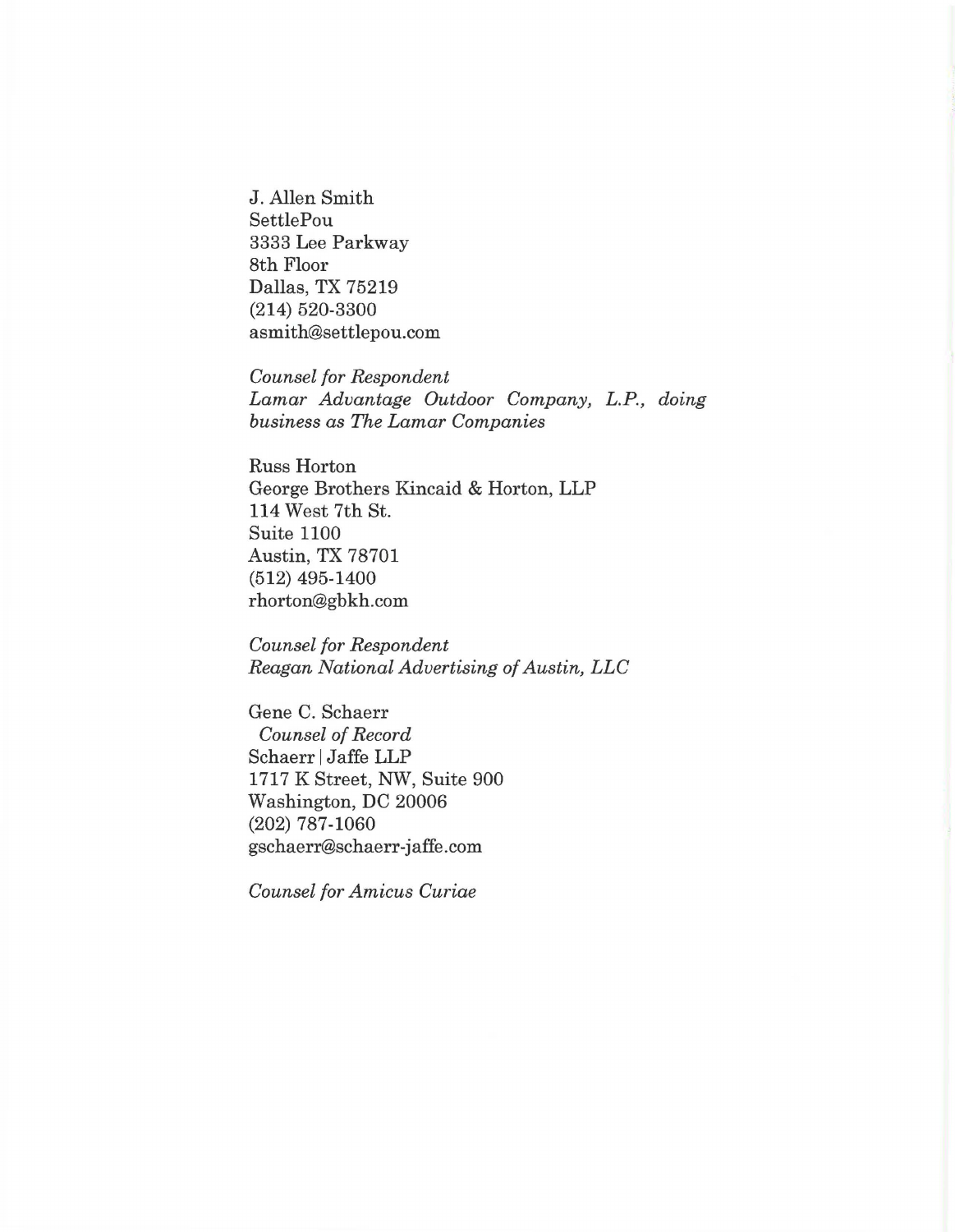J. Allen Smith
SettlePou
3333 Lee Parkway
8th Floor
Dallas, TX 75219
(214) 520-3300
asmith@settlepou.com

*Counsel for Respondent*
*Lamar Advantage Outdoor Company, L.P., doing business as The Lamar Companies*

Russ Horton
George Brothers Kincaid & Horton, LLP
114 West 7th St.
Suite 1100
Austin, TX 78701
(512) 495-1400
rhorton@gbkh.com

*Counsel for Respondent*
*Reagan National Advertising of Austin, LLC*

Gene C. Schaerr
*Counsel of Record*
Schaerr | Jaffe LLP
1717 K Street, NW, Suite 900
Washington, DC 20006
(202) 787-1060
gschaerr@schaerr-jaffe.com

*Counsel for Amicus Curiae*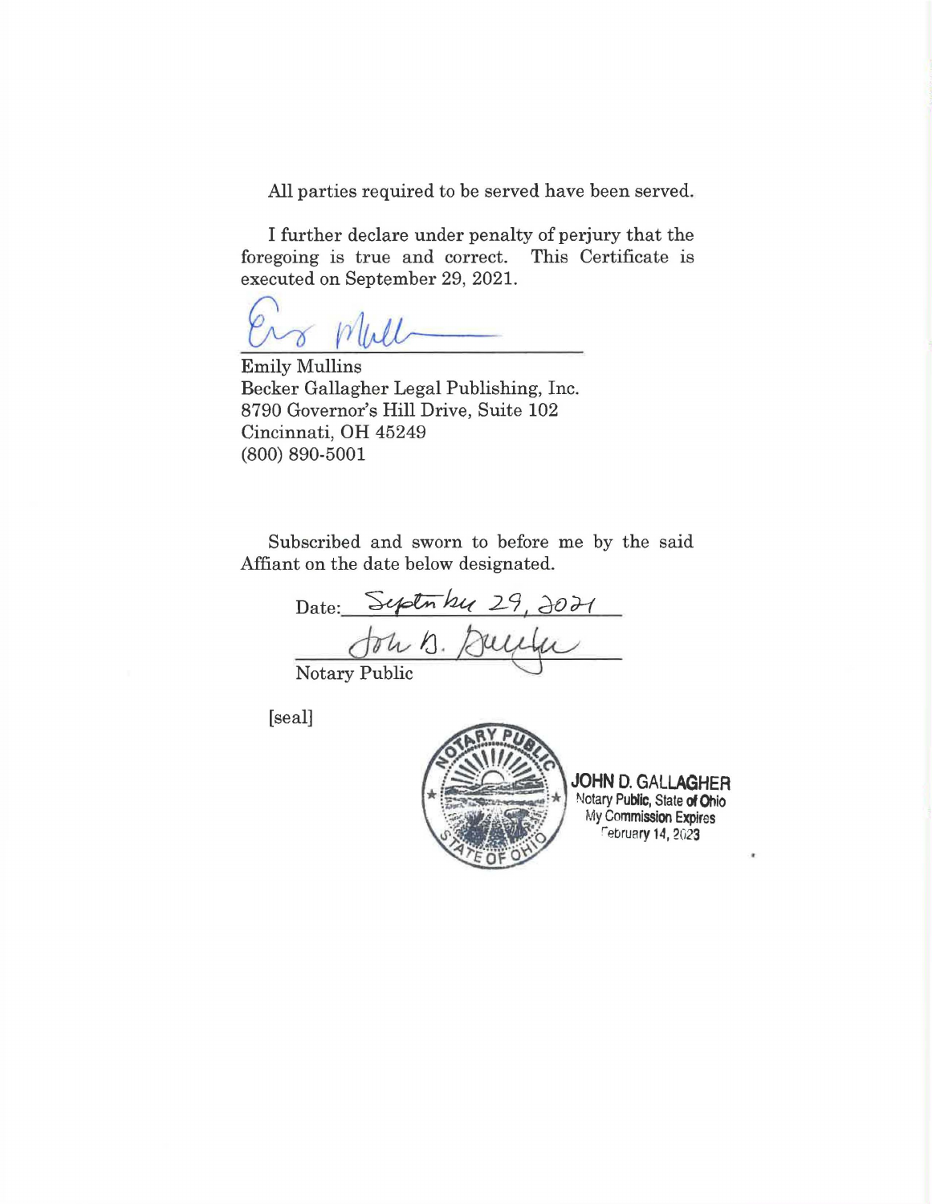All parties required to be served have been served.

I further declare under penalty of perjury that the foregoing is true and correct. This Certificate is executed on September 29, 2021.

Emily Mullins
Becker Gallagher Legal Publishing, Inc.
8790 Governor's Hill Drive, Suite 102
Cincinnati, OH 45249
(800) 890-5001

Subscribed and sworn to before me by the said Affiant on the date below designated.

Date: September 29, 2021

Notary Public

[seal]

JOHN D. GALLAGHER
Notary Public, State of Ohio
My Commission Expires
February 14, 2023